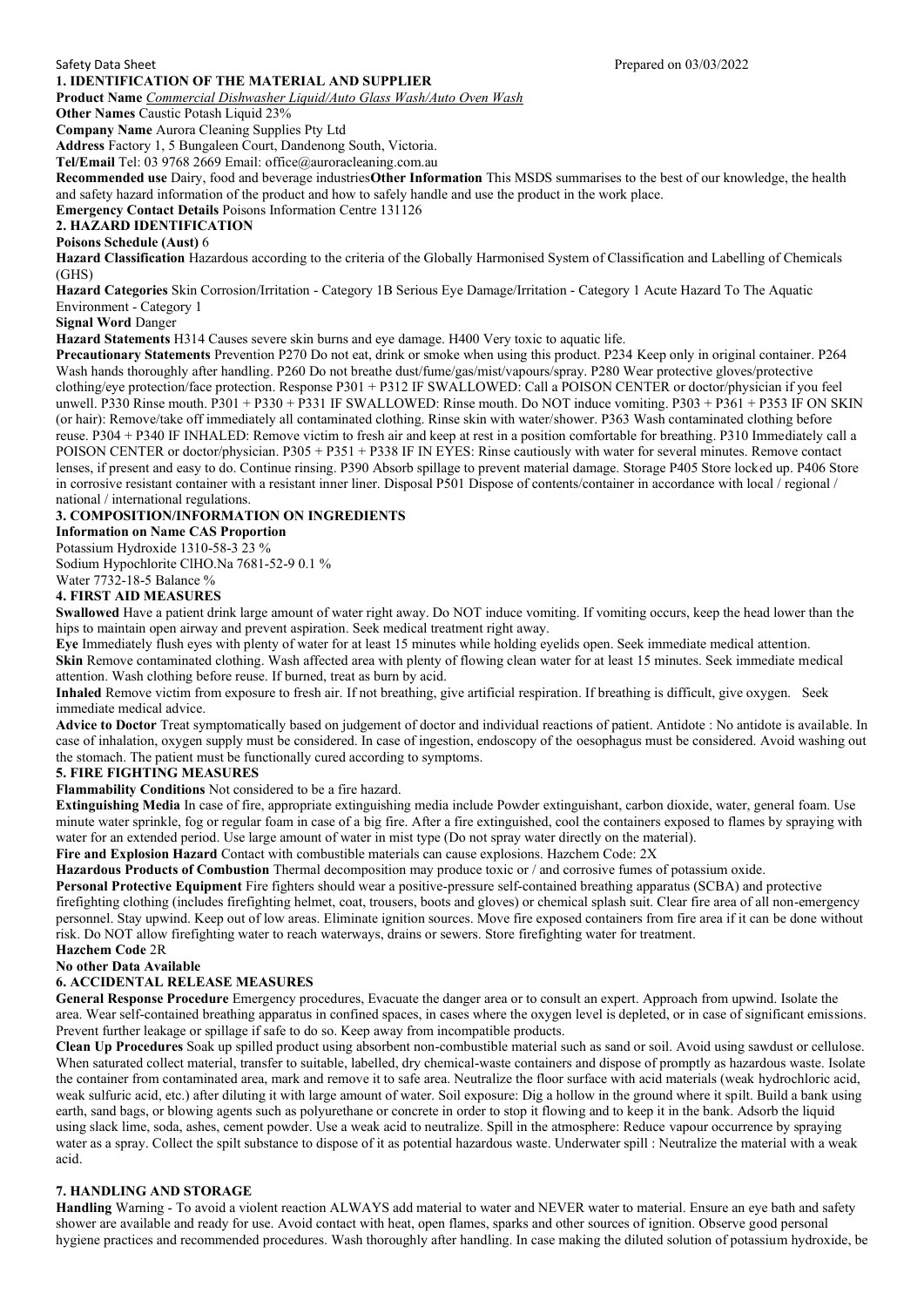Safety Data Sheet Prepared on 03/03/2022

## 1. IDENTIFICATION OF THE MATERIAL AND SUPPLIER

**Product Name** *Commercial Dishwasher Liquid/Auto Glass Wash/Auto Oven Wash*

**Other Names** Caustic Potash Liquid 23%

**Company Name** Aurora Cleaning Supplies Pty Ltd

**Address** Factory 1, 5 Bungaleen Court, Dandenong South, Victoria.

**Tel/Email** Tel: 03 9768 2669 Email: office@auroracleaning.com.au

**Recommended use** Dairy, food and beverage industries**Other Information** This MSDS summarises to the best of our knowledge, the health and safety hazard information of the product and how to safely handle and use the product in the work place.

**Emergency Contact Details** Poisons Information Centre 131126

## 2. HAZARD IDENTIFICATION

**Poisons Schedule (Aust)** 6

**Hazard Classification** Hazardous according to the criteria of the Globally Harmonised System of Classification and Labelling of Chemicals (GHS)

**Hazard Categories** Skin Corrosion/Irritation - Category 1B Serious Eye Damage/Irritation - Category 1 Acute Hazard To The Aquatic Environment - Category 1

**Signal Word** Danger

**Hazard Statements** H314 Causes severe skin burns and eye damage. H400 Very toxic to aquatic life.

**Precautionary Statements** Prevention P270 Do not eat, drink or smoke when using this product. P234 Keep only in original container. P264 Wash hands thoroughly after handling. P260 Do not breathe dust/fume/gas/mist/vapours/spray. P280 Wear protective gloves/protective clothing/eye protection/face protection. Response P301 + P312 IF SWALLOWED: Call a POISON CENTER or doctor/physician if you feel unwell. P330 Rinse mouth. P301 + P330 + P331 IF SWALLOWED: Rinse mouth. Do NOT induce vomiting. P303 + P361 + P353 IF ON SKIN (or hair): Remove/take off immediately all contaminated clothing. Rinse skin with water/shower. P363 Wash contaminated clothing before reuse. P304 + P340 IF INHALED: Remove victim to fresh air and keep at rest in a position comfortable for breathing. P310 Immediately call a POISON CENTER or doctor/physician. P305 + P351 + P338 IF IN EYES: Rinse cautiously with water for several minutes. Remove contact lenses, if present and easy to do. Continue rinsing. P390 Absorb spillage to prevent material damage. Storage P405 Store locked up. P406 Store in corrosive resistant container with a resistant inner liner. Disposal P501 Dispose of contents/container in accordance with local / regional / national / international regulations.

## 3. COMPOSITION/INFORMATION ON INGREDIENTS

**Information on Name CAS Proportion**

Potassium Hydroxide 1310-58-3 23 %

Sodium Hypochlorite ClHO.Na 7681-52-9 0.1 %

Water 7732-18-5 Balance %

## 4. FIRST AID MEASURES

**Swallowed** Have a patient drink large amount of water right away. Do NOT induce vomiting. If vomiting occurs, keep the head lower than the hips to maintain open airway and prevent aspiration. Seek medical treatment right away.

**Eye** Immediately flush eyes with plenty of water for at least 15 minutes while holding eyelids open. Seek immediate medical attention.

**Skin** Remove contaminated clothing. Wash affected area with plenty of flowing clean water for at least 15 minutes. Seek immediate medical attention. Wash clothing before reuse. If burned, treat as burn by acid.

**Inhaled** Remove victim from exposure to fresh air. If not breathing, give artificial respiration. If breathing is difficult, give oxygen. Seek immediate medical advice.

**Advice to Doctor** Treat symptomatically based on judgement of doctor and individual reactions of patient. Antidote : No antidote is available. In case of inhalation, oxygen supply must be considered. In case of ingestion, endoscopy of the oesophagus must be considered. Avoid washing out the stomach. The patient must be functionally cured according to symptoms.

## 5. FIRE FIGHTING MEASURES

**Flammability Conditions** Not considered to be a fire hazard.

**Extinguishing Media** In case of fire, appropriate extinguishing media include Powder extinguishant, carbon dioxide, water, general foam. Use minute water sprinkle, fog or regular foam in case of a big fire. After a fire extinguished, cool the containers exposed to flames by spraying with water for an extended period. Use large amount of water in mist type (Do not spray water directly on the material).

**Fire and Explosion Hazard** Contact with combustible materials can cause explosions. Hazchem Code: 2X

**Hazardous Products of Combustion** Thermal decomposition may produce toxic or / and corrosive fumes of potassium oxide.

**Personal Protective Equipment** Fire fighters should wear a positive-pressure self-contained breathing apparatus (SCBA) and protective firefighting clothing (includes firefighting helmet, coat, trousers, boots and gloves) or chemical splash suit. Clear fire area of all non-emergency personnel. Stay upwind. Keep out of low areas. Eliminate ignition sources. Move fire exposed containers from fire area if it can be done without risk. Do NOT allow firefighting water to reach waterways, drains or sewers. Store firefighting water for treatment.

**Hazchem Code** 2R

**No other Data Available**

## 6. ACCIDENTAL RELEASE MEASURES

**General Response Procedure** Emergency procedures, Evacuate the danger area or to consult an expert. Approach from upwind. Isolate the area. Wear self-contained breathing apparatus in confined spaces, in cases where the oxygen level is depleted, or in case of significant emissions. Prevent further leakage or spillage if safe to do so. Keep away from incompatible products.

**Clean Up Procedures** Soak up spilled product using absorbent non-combustible material such as sand or soil. Avoid using sawdust or cellulose. When saturated collect material, transfer to suitable, labelled, dry chemical-waste containers and dispose of promptly as hazardous waste. Isolate the container from contaminated area, mark and remove it to safe area. Neutralize the floor surface with acid materials (weak hydrochloric acid, weak sulfuric acid, etc.) after diluting it with large amount of water. Soil exposure: Dig a hollow in the ground where it spilt. Build a bank using earth, sand bags, or blowing agents such as polyurethane or concrete in order to stop it flowing and to keep it in the bank. Adsorb the liquid using slack lime, soda, ashes, cement powder. Use a weak acid to neutralize. Spill in the atmosphere: Reduce vapour occurrence by spraying water as a spray. Collect the spilt substance to dispose of it as potential hazardous waste. Underwater spill : Neutralize the material with a weak acid.

## 7. HANDLING AND STORAGE

**Handling** Warning - To avoid a violent reaction ALWAYS add material to water and NEVER water to material. Ensure an eye bath and safety shower are available and ready for use. Avoid contact with heat, open flames, sparks and other sources of ignition. Observe good personal hygiene practices and recommended procedures. Wash thoroughly after handling. In case making the diluted solution of potassium hydroxide, be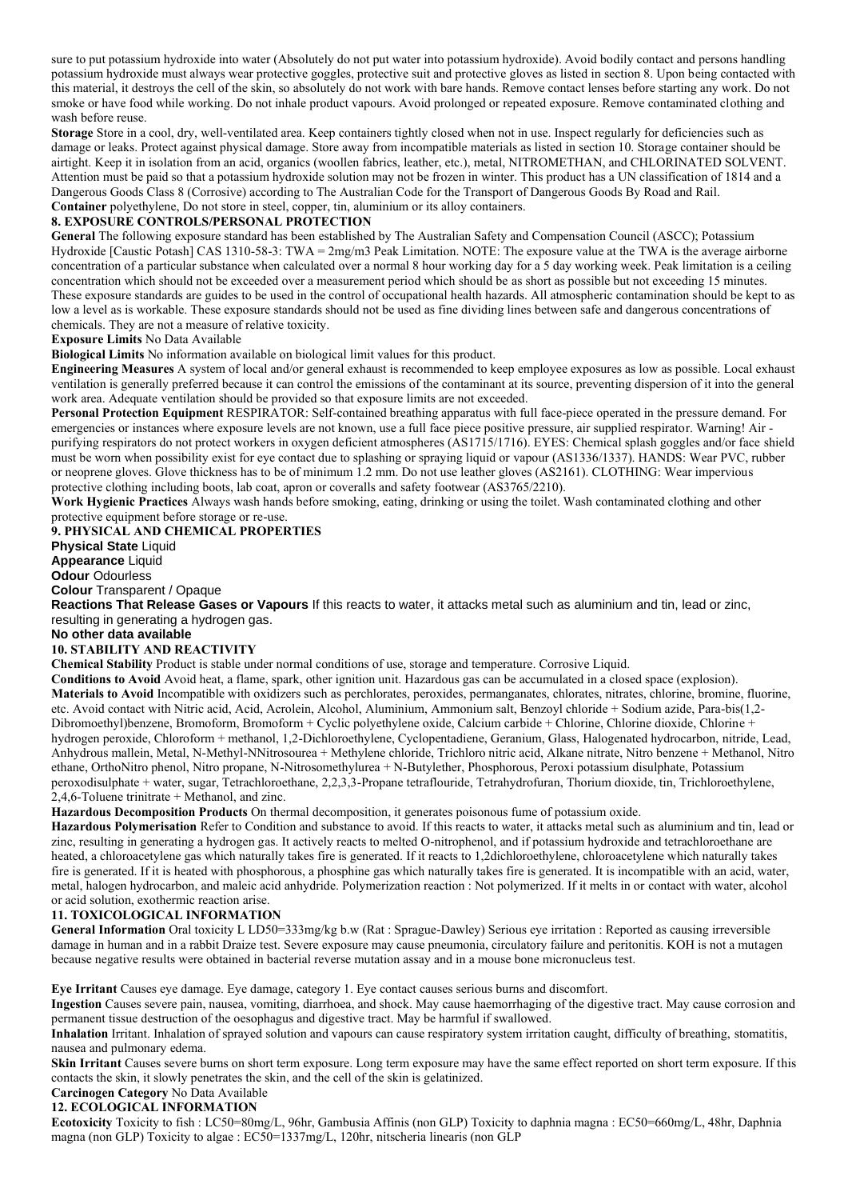sure to put potassium hydroxide into water (Absolutely do not put water into potassium hydroxide). Avoid bodily contact and persons handling potassium hydroxide must always wear protective goggles, protective suit and protective gloves as listed in section 8. Upon being contacted with this material, it destroys the cell of the skin, so absolutely do not work with bare hands. Remove contact lenses before starting any work. Do not smoke or have food while working. Do not inhale product vapours. Avoid prolonged or repeated exposure. Remove contaminated clothing and wash before reuse.

**Storage** Store in a cool, dry, well-ventilated area. Keep containers tightly closed when not in use. Inspect regularly for deficiencies such as damage or leaks. Protect against physical damage. Store away from incompatible materials as listed in section 10. Storage container should be airtight. Keep it in isolation from an acid, organics (woollen fabrics, leather, etc.), metal, NITROMETHAN, and CHLORINATED SOLVENT. Attention must be paid so that a potassium hydroxide solution may not be frozen in winter. This product has a UN classification of 1814 and a Dangerous Goods Class 8 (Corrosive) according to The Australian Code for the Transport of Dangerous Goods By Road and Rail.

**Container** polyethylene, Do not store in steel, copper, tin, aluminium or its alloy containers.

## 8. EXPOSURE CONTROLS/PERSONAL PROTECTION

**General** The following exposure standard has been established by The Australian Safety and Compensation Council (ASCC); Potassium Hydroxide [Caustic Potash] CAS 1310-58-3: TWA = 2mg/m3 Peak Limitation. NOTE: The exposure value at the TWA is the average airborne concentration of a particular substance when calculated over a normal 8 hour working day for a 5 day working week. Peak limitation is a ceiling concentration which should not be exceeded over a measurement period which should be as short as possible but not exceeding 15 minutes. These exposure standards are guides to be used in the control of occupational health hazards. All atmospheric contamination should be kept to as low a level as is workable. These exposure standards should not be used as fine dividing lines between safe and dangerous concentrations of chemicals. They are not a measure of relative toxicity.

**Exposure Limits** No Data Available

**Biological Limits** No information available on biological limit values for this product.

**Engineering Measures** A system of local and/or general exhaust is recommended to keep employee exposures as low as possible. Local exhaust ventilation is generally preferred because it can control the emissions of the contaminant at its source, preventing dispersion of it into the general work area. Adequate ventilation should be provided so that exposure limits are not exceeded.

**Personal Protection Equipment** RESPIRATOR: Self-contained breathing apparatus with full face-piece operated in the pressure demand. For emergencies or instances where exposure levels are not known, use a full face piece positive pressure, air supplied respirator. Warning! Air - purifying respirators do not protect workers in oxygen deficient atmospheres (AS1715/1716). EYES: Chemical splash goggles and/or face shield must be worn when possibility exist for eye contact due to splashing or spraying liquid or vapour (AS1336/1337). HANDS: Wear PVC, rubber or neoprene gloves. Glove thickness has to be of minimum 1.2 mm. Do not use leather gloves (AS2161). CLOTHING: Wear impervious protective clothing including boots, lab coat, apron or coveralls and safety footwear (AS3765/2210).

**Work Hygienic Practices** Always wash hands before smoking, eating, drinking or using the toilet. Wash contaminated clothing and other protective equipment before storage or re-use.

## 9. PHYSICAL AND CHEMICAL PROPERTIES

**Physical State** Liquid

**Appearance** Liquid

**Odour** Odourless

**Colour** Transparent / Opaque

**Reactions That Release Gases or Vapours** If this reacts to water, it attacks metal such as aluminium and tin, lead or zinc, resulting in generating a hydrogen gas.

**No other data available**

## 10. STABILITY AND REACTIVITY

**Chemical Stability** Product is stable under normal conditions of use, storage and temperature. Corrosive Liquid.

**Conditions to Avoid** Avoid heat, a flame, spark, other ignition unit. Hazardous gas can be accumulated in a closed space (explosion).

**Materials to Avoid** Incompatible with oxidizers such as perchlorates, peroxides, permanganates, chlorates, nitrates, chlorine, bromine, fluorine, etc. Avoid contact with Nitric acid, Acid, Acrolein, Alcohol, Aluminium, Ammonium salt, Benzoyl chloride + Sodium azide, Para-bis(1,2-Dibromoethyl)benzene, Bromoform, Bromoform + Cyclic polyethylene oxide, Calcium carbide + Chlorine, Chlorine dioxide, Chlorine + hydrogen peroxide, Chloroform + methanol, 1,2-Dichloroethylene, Cyclopentadiene, Geranium, Glass, Halogenated hydrocarbon, nitride, Lead, Anhydrous mallein, Metal, N-Methyl-NNitrosourea + Methylene chloride, Trichloro nitric acid, Alkane nitrate, Nitro benzene + Methanol, Nitro ethane, OrthoNitro phenol, Nitro propane, N-Nitrosomethylurea + N-Butylether, Phosphorous, Peroxi potassium disulphate, Potassium peroxodisulphate + water, sugar, Tetrachloroethane, 2,2,3,3-Propane tetraflouride, Tetrahydrofuran, Thorium dioxide, tin, Trichloroethylene, 2,4,6-Toluene trinitrate + Methanol, and zinc.

**Hazardous Decomposition Products** On thermal decomposition, it generates poisonous fume of potassium oxide.

**Hazardous Polymerisation** Refer to Condition and substance to avoid. If this reacts to water, it attacks metal such as aluminium and tin, lead or zinc, resulting in generating a hydrogen gas. It actively reacts to melted O-nitrophenol, and if potassium hydroxide and tetrachloroethane are heated, a chloroacetylene gas which naturally takes fire is generated. If it reacts to 1,2dichloroethylene, chloroacetylene which naturally takes fire is generated. If it is heated with phosphorous, a phosphine gas which naturally takes fire is generated. It is incompatible with an acid, water, metal, halogen hydrocarbon, and maleic acid anhydride. Polymerization reaction : Not polymerized. If it melts in or contact with water, alcohol or acid solution, exothermic reaction arise.

## 11. TOXICOLOGICAL INFORMATION

**General Information** Oral toxicity L LD50=333mg/kg b.w (Rat : Sprague-Dawley) Serious eye irritation : Reported as causing irreversible damage in human and in a rabbit Draize test. Severe exposure may cause pneumonia, circulatory failure and peritonitis. KOH is not a mutagen because negative results were obtained in bacterial reverse mutation assay and in a mouse bone micronucleus test.

**Eye Irritant** Causes eye damage. Eye damage, category 1. Eye contact causes serious burns and discomfort.

**Ingestion** Causes severe pain, nausea, vomiting, diarrhoea, and shock. May cause haemorrhaging of the digestive tract. May cause corrosion and permanent tissue destruction of the oesophagus and digestive tract. May be harmful if swallowed.

**Inhalation** Irritant. Inhalation of sprayed solution and vapours can cause respiratory system irritation caught, difficulty of breathing, stomatitis, nausea and pulmonary edema.

**Skin Irritant** Causes severe burns on short term exposure. Long term exposure may have the same effect reported on short term exposure. If this contacts the skin, it slowly penetrates the skin, and the cell of the skin is gelatinized.

**Carcinogen Category** No Data Available

## 12. ECOLOGICAL INFORMATION

**Ecotoxicity** Toxicity to fish : LC50=80mg/L, 96hr, Gambusia Affinis (non GLP) Toxicity to daphnia magna : EC50=660mg/L, 48hr, Daphnia magna (non GLP) Toxicity to algae : EC50=1337mg/L, 120hr, nitscheria linearis (non GLP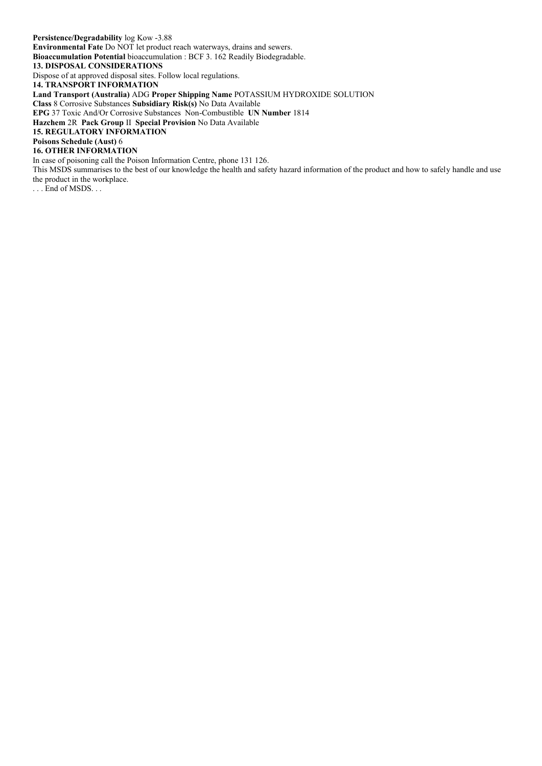**Persistence/Degradability** log Kow -3.88

**Environmental Fate** Do NOT let product reach waterways, drains and sewers.

**Bioaccumulation Potential** bioaccumulation : BCF 3. 162 Readily Biodegradable.

## 13. DISPOSAL CONSIDERATIONS

Dispose of at approved disposal sites. Follow local regulations.

## 14. TRANSPORT INFORMATION

**Land Transport (Australia)** ADG **Proper Shipping Name** POTASSIUM HYDROXIDE SOLUTION

**Class** 8 Corrosive Substances **Subsidiary Risk(s)** No Data Available

**EPG** 37 Toxic And/Or Corrosive Substances Non-Combustible **UN Number** 1814

**Hazchem** 2R **Pack Group** II **Special Provision** No Data Available

## 15. REGULATORY INFORMATION

**Poisons Schedule (Aust)** 6

## 16. OTHER INFORMATION

In case of poisoning call the Poison Information Centre, phone 131 126.

This MSDS summarises to the best of our knowledge the health and safety hazard information of the product and how to safely handle and use the product in the workplace.

. . . End of MSDS. . .